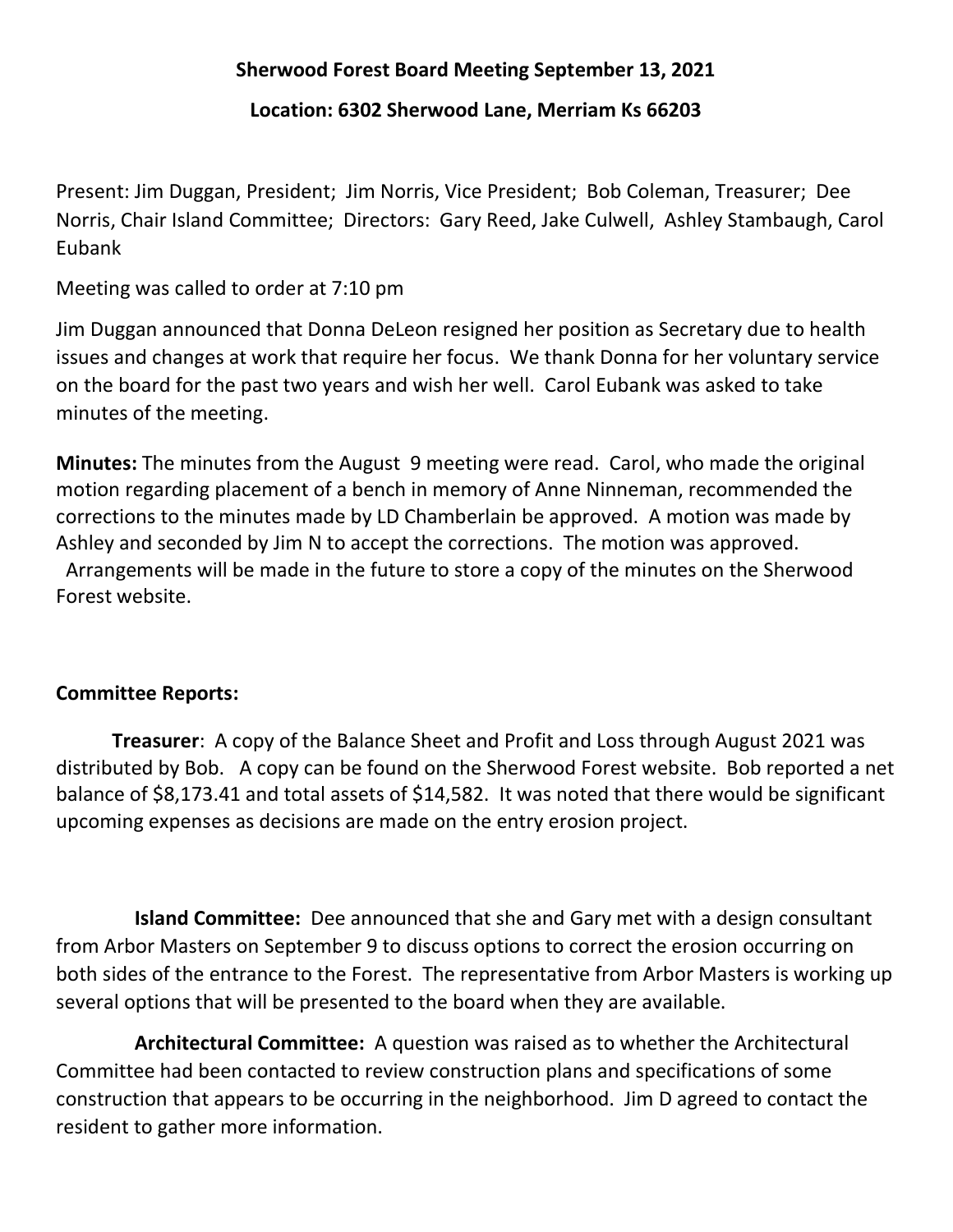# Sherwood Forest Board Meeting September 13, 2021

## Location: 6302 Sherwood Lane, Merriam Ks 66203

Present: Jim Duggan, President; Jim Norris, Vice President; Bob Coleman, Treasurer; Dee Norris, Chair Island Committee; Directors: Gary Reed, Jake Culwell, Ashley Stambaugh, Carol Eubank

Meeting was called to order at 7:10 pm

Jim Duggan announced that Donna DeLeon resigned her position as Secretary due to health issues and changes at work that require her focus. We thank Donna for her voluntary service on the board for the past two years and wish her well. Carol Eubank was asked to take minutes of the meeting.

**Minutes:** The minutes from the August 9 meeting were read. Carol, who made the original motion regarding placement of a bench in memory of Anne Ninneman, recommended the corrections to the minutes made by LD Chamberlain be approved. A motion was made by Ashley and seconded by Jim N to accept the corrections. The motion was approved. Arrangements will be made in the future to store a copy of the minutes on the Sherwood Forest website.

**Committee Reports:**

**Treasurer**: A copy of the Balance Sheet and Profit and Loss through August 2021 was distributed by Bob. A copy can be found on the Sherwood Forest website. Bob reported a net balance of $8,173.41 and total assets of $14,582. It was noted that there would be significant upcoming expenses as decisions are made on the entry erosion project.

**Island Committee:** Dee announced that she and Gary met with a design consultant from Arbor Masters on September 9 to discuss options to correct the erosion occurring on both sides of the entrance to the Forest. The representative from Arbor Masters is working up several options that will be presented to the board when they are available.

**Architectural Committee:** A question was raised as to whether the Architectural Committee had been contacted to review construction plans and specifications of some construction that appears to be occurring in the neighborhood. Jim D agreed to contact the resident to gather more information.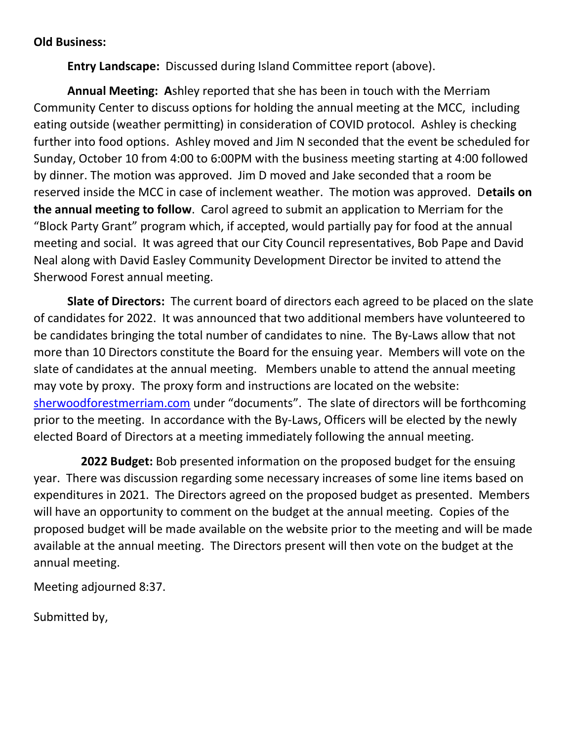**Old Business:**

**Entry Landscape:** Discussed during Island Committee report (above).

**Annual Meeting: A**shley reported that she has been in touch with the Merriam Community Center to discuss options for holding the annual meeting at the MCC, including eating outside (weather permitting) in consideration of COVID protocol. Ashley is checking further into food options. Ashley moved and Jim N seconded that the event be scheduled for Sunday, October 10 from 4:00 to 6:00PM with the business meeting starting at 4:00 followed by dinner. The motion was approved. Jim D moved and Jake seconded that a room be reserved inside the MCC in case of inclement weather. The motion was approved. D**etails on the annual meeting to follow**. Carol agreed to submit an application to Merriam for the "Block Party Grant" program which, if accepted, would partially pay for food at the annual meeting and social. It was agreed that our City Council representatives, Bob Pape and David Neal along with David Easley Community Development Director be invited to attend the Sherwood Forest annual meeting.

**Slate of Directors:** The current board of directors each agreed to be placed on the slate of candidates for 2022. It was announced that two additional members have volunteered to be candidates bringing the total number of candidates to nine. The By-Laws allow that not more than 10 Directors constitute the Board for the ensuing year. Members will vote on the slate of candidates at the annual meeting. Members unable to attend the annual meeting may vote by proxy. The proxy form and instructions are located on the website: sherwoodforestmerriam.com under "documents". The slate of directors will be forthcoming prior to the meeting. In accordance with the By-Laws, Officers will be elected by the newly elected Board of Directors at a meeting immediately following the annual meeting.

**2022 Budget:** Bob presented information on the proposed budget for the ensuing year. There was discussion regarding some necessary increases of some line items based on expenditures in 2021. The Directors agreed on the proposed budget as presented. Members will have an opportunity to comment on the budget at the annual meeting. Copies of the proposed budget will be made available on the website prior to the meeting and will be made available at the annual meeting. The Directors present will then vote on the budget at the annual meeting.

Meeting adjourned 8:37.

Submitted by,